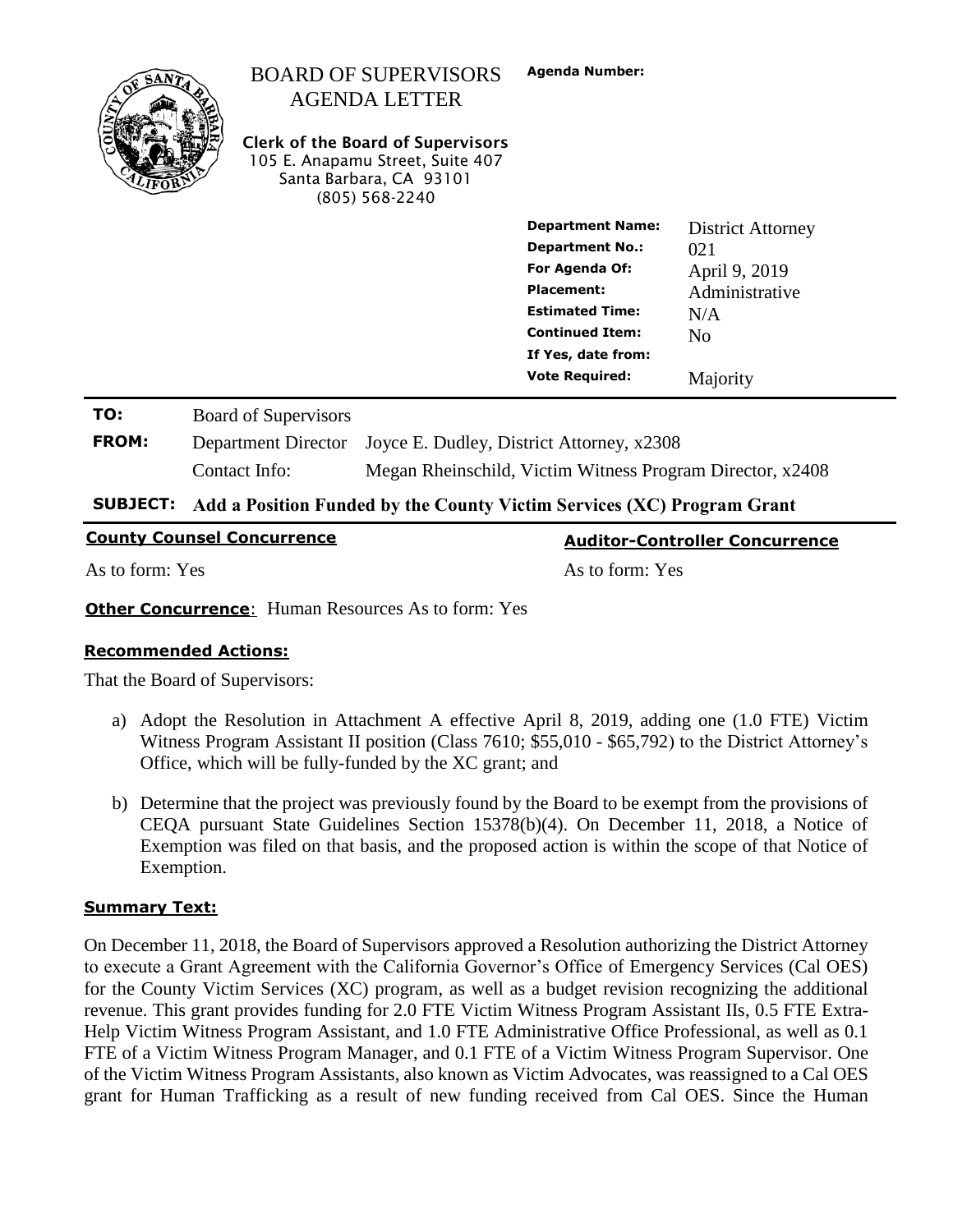# BOARD OF SUPERVISORS AGENDA LETTER

**Clerk of the Board of Supervisors**
105 E. Anapamu Street, Suite 407
Santa Barbara, CA 93101
(805) 568-2240

**Agenda Number:**

| | |
|---|---|
| **Department Name:** | District Attorney |
| **Department No.:** | 021 |
| **For Agenda Of:** | April 9, 2019 |
| **Placement:** | Administrative |
| **Estimated Time:** | N/A |
| **Continued Item:** | No |
| **If Yes, date from:** | |
| **Vote Required:** | Majority |

| | | |
|---|---|---|
| **TO:** | Board of Supervisors | |
| **FROM:** | Department Director | Joyce E. Dudley, District Attorney, x2308 |
| | Contact Info: | Megan Rheinschild, Victim Witness Program Director, x2408 |

**SUBJECT: Add a Position Funded by the County Victim Services (XC) Program Grant**

**County Counsel Concurrence**

As to form: Yes

**Auditor-Controller Concurrence**

As to form: Yes

**Other Concurrence**: Human Resources As to form: Yes

## Recommended Actions:

That the Board of Supervisors:

a) Adopt the Resolution in Attachment A effective April 8, 2019, adding one (1.0 FTE) Victim Witness Program Assistant II position (Class 7610; $55,010 - $65,792) to the District Attorney's Office, which will be fully-funded by the XC grant; and

b) Determine that the project was previously found by the Board to be exempt from the provisions of CEQA pursuant State Guidelines Section 15378(b)(4). On December 11, 2018, a Notice of Exemption was filed on that basis, and the proposed action is within the scope of that Notice of Exemption.

## Summary Text:

On December 11, 2018, the Board of Supervisors approved a Resolution authorizing the District Attorney to execute a Grant Agreement with the California Governor's Office of Emergency Services (Cal OES) for the County Victim Services (XC) program, as well as a budget revision recognizing the additional revenue. This grant provides funding for 2.0 FTE Victim Witness Program Assistant IIs, 0.5 FTE Extra-Help Victim Witness Program Assistant, and 1.0 FTE Administrative Office Professional, as well as 0.1 FTE of a Victim Witness Program Manager, and 0.1 FTE of a Victim Witness Program Supervisor. One of the Victim Witness Program Assistants, also known as Victim Advocates, was reassigned to a Cal OES grant for Human Trafficking as a result of new funding received from Cal OES. Since the Human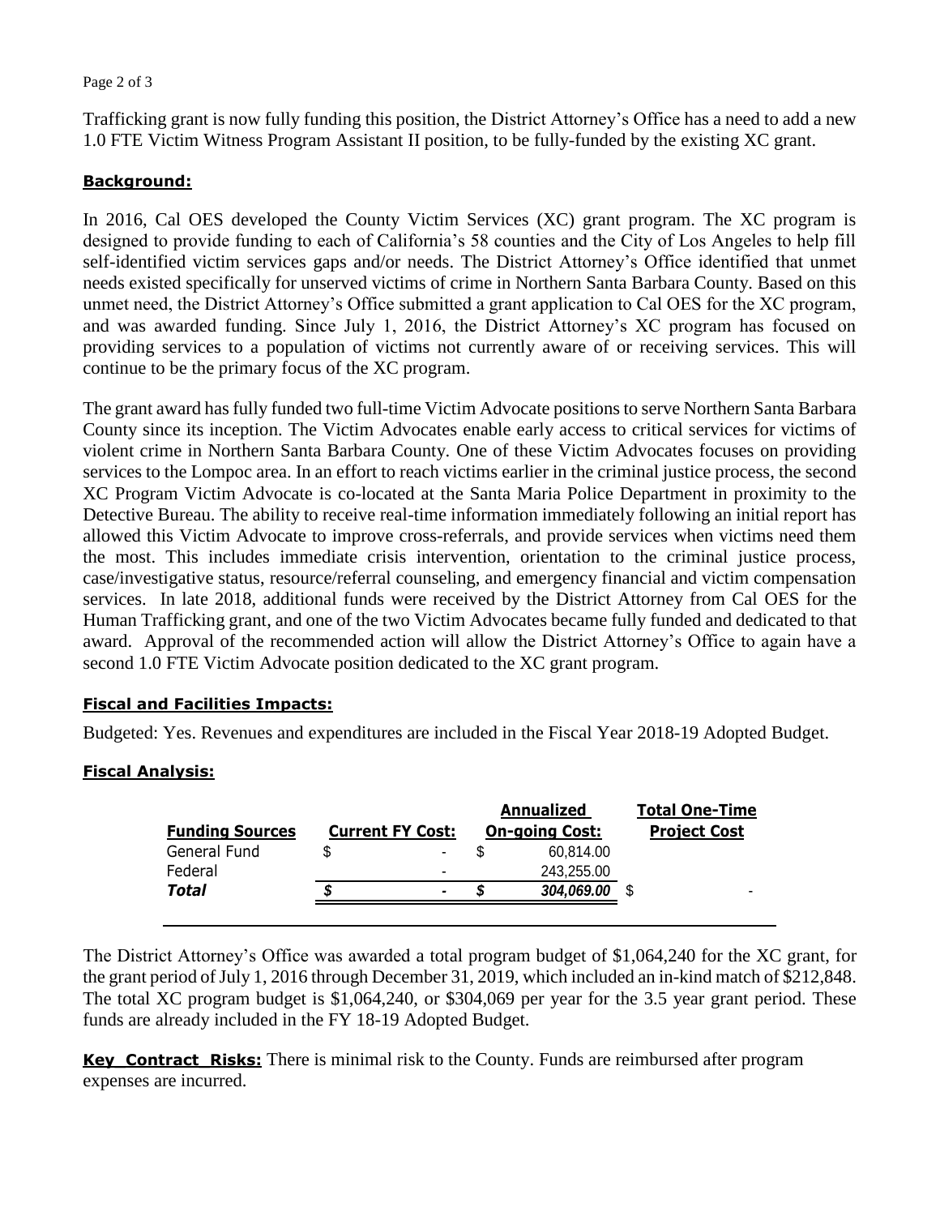Trafficking grant is now fully funding this position, the District Attorney's Office has a need to add a new 1.0 FTE Victim Witness Program Assistant II position, to be fully-funded by the existing XC grant.

**Background:**

In 2016, Cal OES developed the County Victim Services (XC) grant program. The XC program is designed to provide funding to each of California's 58 counties and the City of Los Angeles to help fill self-identified victim services gaps and/or needs. The District Attorney's Office identified that unmet needs existed specifically for unserved victims of crime in Northern Santa Barbara County. Based on this unmet need, the District Attorney's Office submitted a grant application to Cal OES for the XC program, and was awarded funding. Since July 1, 2016, the District Attorney's XC program has focused on providing services to a population of victims not currently aware of or receiving services. This will continue to be the primary focus of the XC program.

The grant award has fully funded two full-time Victim Advocate positions to serve Northern Santa Barbara County since its inception. The Victim Advocates enable early access to critical services for victims of violent crime in Northern Santa Barbara County. One of these Victim Advocates focuses on providing services to the Lompoc area. In an effort to reach victims earlier in the criminal justice process, the second XC Program Victim Advocate is co-located at the Santa Maria Police Department in proximity to the Detective Bureau. The ability to receive real-time information immediately following an initial report has allowed this Victim Advocate to improve cross-referrals, and provide services when victims need them the most. This includes immediate crisis intervention, orientation to the criminal justice process, case/investigative status, resource/referral counseling, and emergency financial and victim compensation services. In late 2018, additional funds were received by the District Attorney from Cal OES for the Human Trafficking grant, and one of the two Victim Advocates became fully funded and dedicated to that award. Approval of the recommended action will allow the District Attorney's Office to again have a second 1.0 FTE Victim Advocate position dedicated to the XC grant program.

**Fiscal and Facilities Impacts:**

Budgeted: Yes. Revenues and expenditures are included in the Fiscal Year 2018-19 Adopted Budget.

**Fiscal Analysis:**

| Funding Sources | Current FY Cost: | Annualized On-going Cost: | Total One-Time Project Cost |
|---|---|---|---|
| General Fund | $ - | $ 60,814.00 | |
| Federal | - | 243,255.00 | |
| ***Total*** | ***$ -*** | ***$ 304,069.00*** | $ - |

The District Attorney's Office was awarded a total program budget of $1,064,240 for the XC grant, for the grant period of July 1, 2016 through December 31, 2019, which included an in-kind match of $212,848. The total XC program budget is $1,064,240, or $304,069 per year for the 3.5 year grant period. These funds are already included in the FY 18-19 Adopted Budget.

**Key_Contract_Risks:** There is minimal risk to the County. Funds are reimbursed after program expenses are incurred.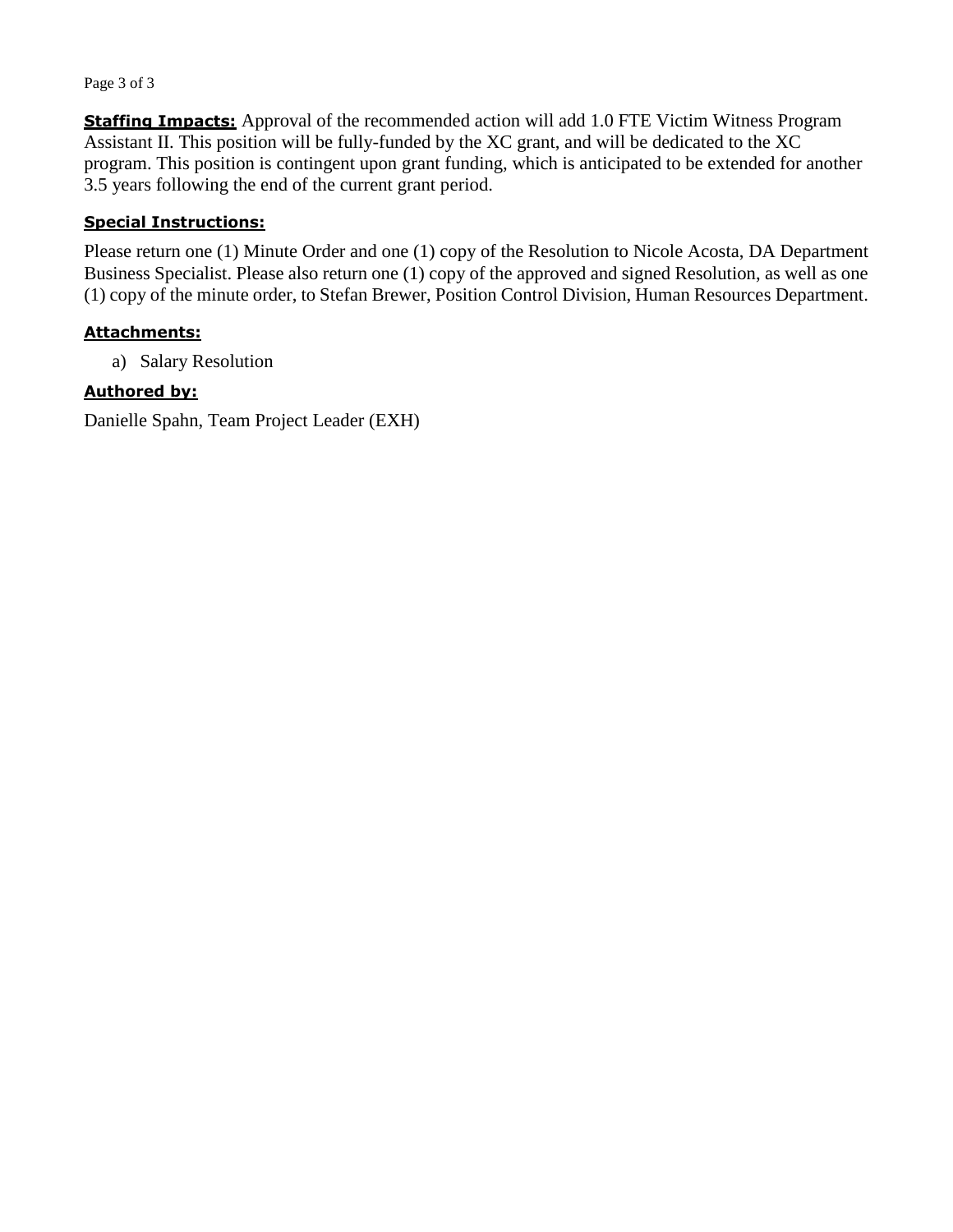**Staffing Impacts:** Approval of the recommended action will add 1.0 FTE Victim Witness Program Assistant II. This position will be fully-funded by the XC grant, and will be dedicated to the XC program. This position is contingent upon grant funding, which is anticipated to be extended for another 3.5 years following the end of the current grant period.

**Special Instructions:**

Please return one (1) Minute Order and one (1) copy of the Resolution to Nicole Acosta, DA Department Business Specialist. Please also return one (1) copy of the approved and signed Resolution, as well as one (1) copy of the minute order, to Stefan Brewer, Position Control Division, Human Resources Department.

**Attachments:**

a) Salary Resolution

**Authored by:**

Danielle Spahn, Team Project Leader (EXH)